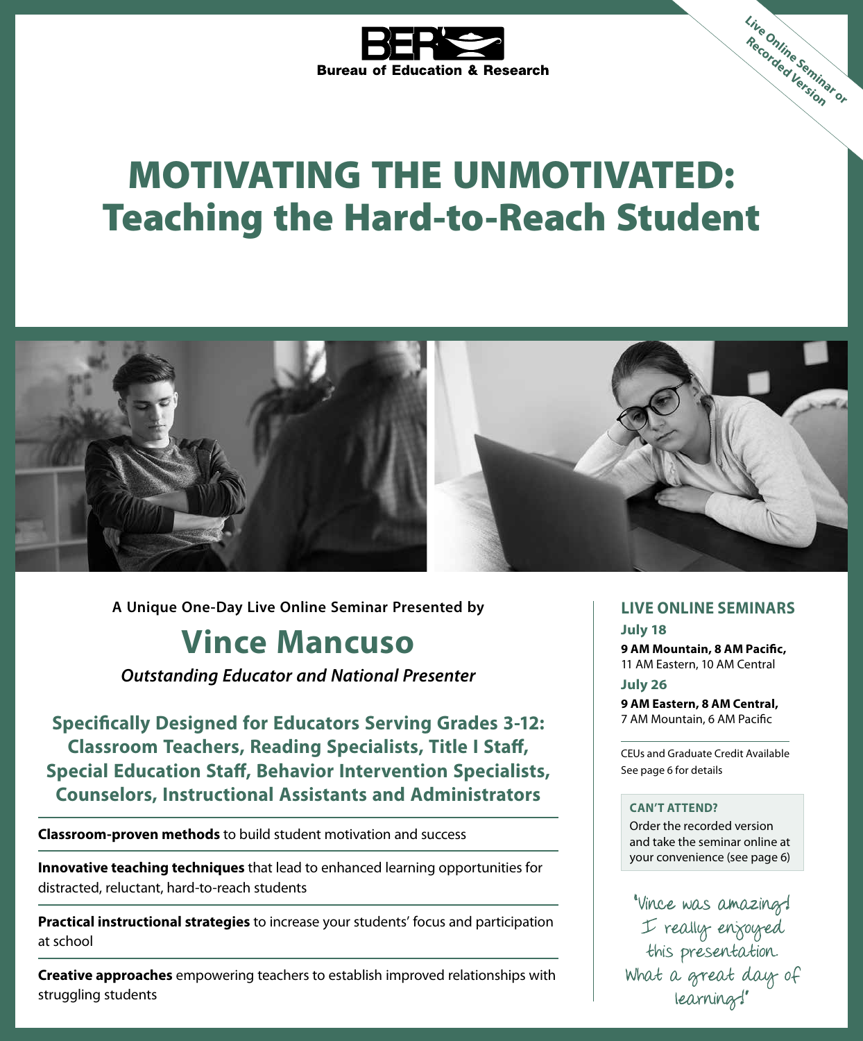**BER**
**Bureau of Education & Research**

**Live Online Seminar or Recorded Version**

# MOTIVATING THE UNMOTIVATED: Teaching the Hard-to-Reach Student

**A Unique One-Day Live Online Seminar Presented by**

## Vince Mancuso

*Outstanding Educator and National Presenter*

**Specifically Designed for Educators Serving Grades 3-12: Classroom Teachers, Reading Specialists, Title I Staff, Special Education Staff, Behavior Intervention Specialists, Counselors, Instructional Assistants and Administrators**

**Classroom-proven methods** to build student motivation and success

**Innovative teaching techniques** that lead to enhanced learning opportunities for distracted, reluctant, hard-to-reach students

**Practical instructional strategies** to increase your students' focus and participation at school

**Creative approaches** empowering teachers to establish improved relationships with struggling students

### LIVE ONLINE SEMINARS

**July 18**
**9 AM Mountain, 8 AM Pacific,**
11 AM Eastern, 10 AM Central

**July 26**
**9 AM Eastern, 8 AM Central,**
7 AM Mountain, 6 AM Pacific

CEUs and Graduate Credit Available
See page 6 for details

**CAN'T ATTEND?**
Order the recorded version and take the seminar online at your convenience (see page 6)

"Vince was amazing! I really enjoyed this presentation. What a great day of learning!"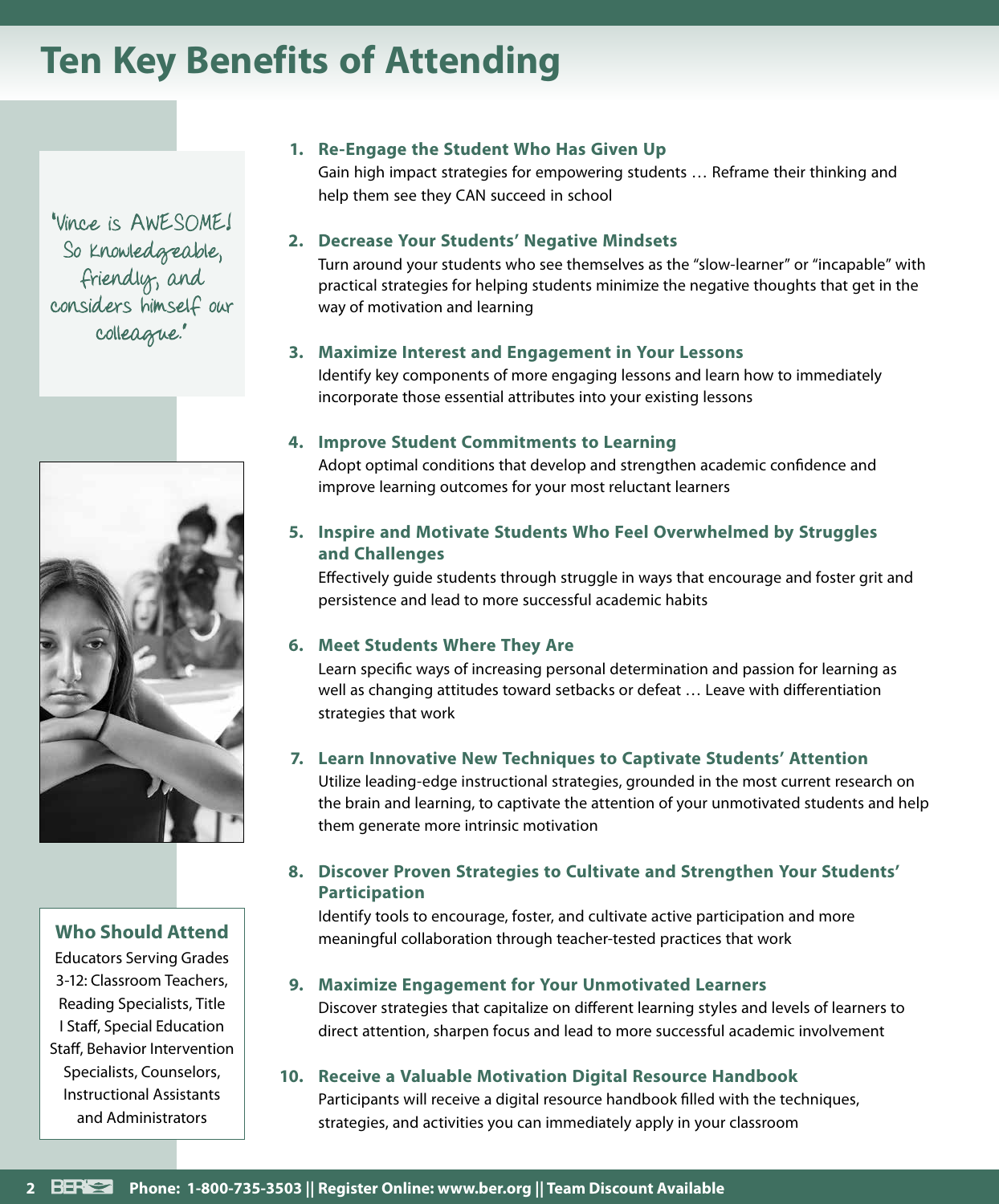# Ten Key Benefits of Attending

"Vince is AWESOME! So knowledgeable, friendly, and considers himself our colleague."

1. **Re-Engage the Student Who Has Given Up**
   Gain high impact strategies for empowering students … Reframe their thinking and help them see they CAN succeed in school

2. **Decrease Your Students' Negative Mindsets**
   Turn around your students who see themselves as the "slow-learner" or "incapable" with practical strategies for helping students minimize the negative thoughts that get in the way of motivation and learning

3. **Maximize Interest and Engagement in Your Lessons**
   Identify key components of more engaging lessons and learn how to immediately incorporate those essential attributes into your existing lessons

4. **Improve Student Commitments to Learning**
   Adopt optimal conditions that develop and strengthen academic confidence and improve learning outcomes for your most reluctant learners

5. **Inspire and Motivate Students Who Feel Overwhelmed by Struggles and Challenges**
   Effectively guide students through struggle in ways that encourage and foster grit and persistence and lead to more successful academic habits

6. **Meet Students Where They Are**
   Learn specific ways of increasing personal determination and passion for learning as well as changing attitudes toward setbacks or defeat … Leave with differentiation strategies that work

7. **Learn Innovative New Techniques to Captivate Students' Attention**
   Utilize leading-edge instructional strategies, grounded in the most current research on the brain and learning, to captivate the attention of your unmotivated students and help them generate more intrinsic motivation

8. **Discover Proven Strategies to Cultivate and Strengthen Your Students' Participation**
   Identify tools to encourage, foster, and cultivate active participation and more meaningful collaboration through teacher-tested practices that work

9. **Maximize Engagement for Your Unmotivated Learners**
   Discover strategies that capitalize on different learning styles and levels of learners to direct attention, sharpen focus and lead to more successful academic involvement

10. **Receive a Valuable Motivation Digital Resource Handbook**
    Participants will receive a digital resource handbook filled with the techniques, strategies, and activities you can immediately apply in your classroom

## Who Should Attend

Educators Serving Grades 3-12: Classroom Teachers, Reading Specialists, Title I Staff, Special Education Staff, Behavior Intervention Specialists, Counselors, Instructional Assistants and Administrators

**Phone: 1-800-735-3503 || Register Online: www.ber.org || Team Discount Available**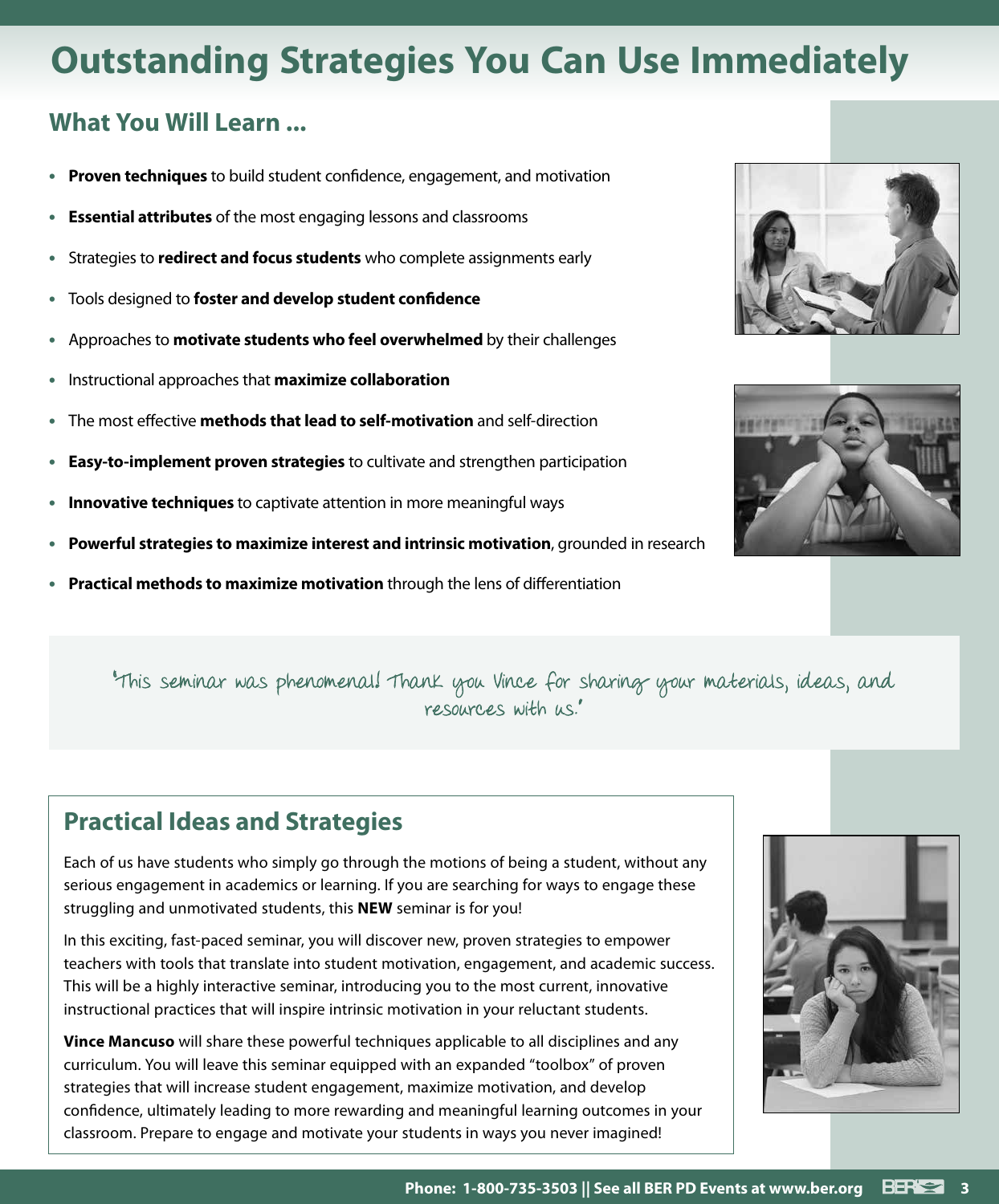# Outstanding Strategies You Can Use Immediately

## What You Will Learn ...

- **Proven techniques** to build student confidence, engagement, and motivation
- **Essential attributes** of the most engaging lessons and classrooms
- Strategies to **redirect and focus students** who complete assignments early
- Tools designed to **foster and develop student confidence**
- Approaches to **motivate students who feel overwhelmed** by their challenges
- Instructional approaches that **maximize collaboration**
- The most effective **methods that lead to self-motivation** and self-direction
- **Easy-to-implement proven strategies** to cultivate and strengthen participation
- **Innovative techniques** to captivate attention in more meaningful ways
- **Powerful strategies to maximize interest and intrinsic motivation**, grounded in research
- **Practical methods to maximize motivation** through the lens of differentiation

"This seminar was phenomenal! Thank you Vince for sharing your materials, ideas, and resources with us."

## Practical Ideas and Strategies

Each of us have students who simply go through the motions of being a student, without any serious engagement in academics or learning. If you are searching for ways to engage these struggling and unmotivated students, this **NEW** seminar is for you!

In this exciting, fast-paced seminar, you will discover new, proven strategies to empower teachers with tools that translate into student motivation, engagement, and academic success. This will be a highly interactive seminar, introducing you to the most current, innovative instructional practices that will inspire intrinsic motivation in your reluctant students.

**Vince Mancuso** will share these powerful techniques applicable to all disciplines and any curriculum. You will leave this seminar equipped with an expanded "toolbox" of proven strategies that will increase student engagement, maximize motivation, and develop confidence, ultimately leading to more rewarding and meaningful learning outcomes in your classroom. Prepare to engage and motivate your students in ways you never imagined!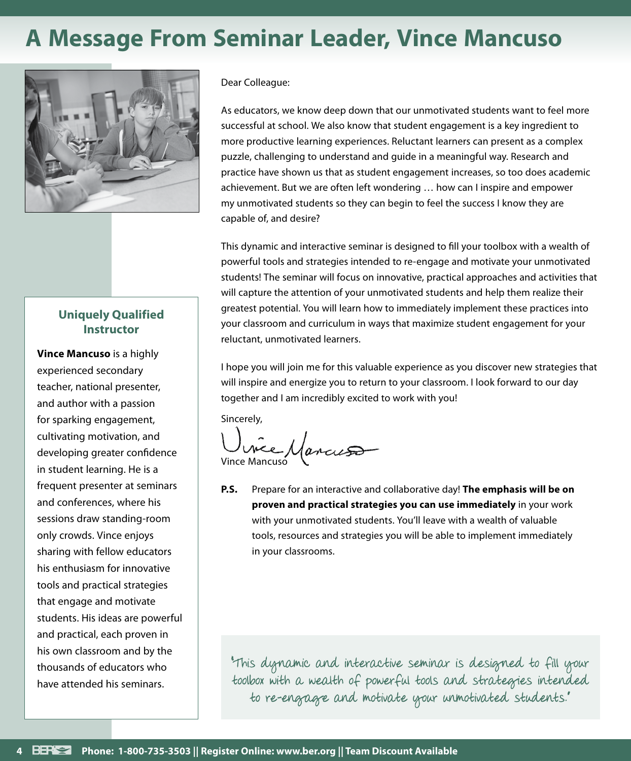# A Message From Seminar Leader, Vince Mancuso

Dear Colleague:

As educators, we know deep down that our unmotivated students want to feel more successful at school. We also know that student engagement is a key ingredient to more productive learning experiences. Reluctant learners can present as a complex puzzle, challenging to understand and guide in a meaningful way. Research and practice have shown us that as student engagement increases, so too does academic achievement. But we are often left wondering … how can I inspire and empower my unmotivated students so they can begin to feel the success I know they are capable of, and desire?

This dynamic and interactive seminar is designed to fill your toolbox with a wealth of powerful tools and strategies intended to re-engage and motivate your unmotivated students! The seminar will focus on innovative, practical approaches and activities that will capture the attention of your unmotivated students and help them realize their greatest potential. You will learn how to immediately implement these practices into your classroom and curriculum in ways that maximize student engagement for your reluctant, unmotivated learners.

I hope you will join me for this valuable experience as you discover new strategies that will inspire and energize you to return to your classroom. I look forward to our day together and I am incredibly excited to work with you!

Sincerely,

Vince Mancuso

**P.S.** Prepare for an interactive and collaborative day! **The emphasis will be on proven and practical strategies you can use immediately** in your work with your unmotivated students. You'll leave with a wealth of valuable tools, resources and strategies you will be able to implement immediately in your classrooms.

"This dynamic and interactive seminar is designed to fill your toolbox with a wealth of powerful tools and strategies intended to re-engage and motivate your unmotivated students."

## Uniquely Qualified Instructor

**Vince Mancuso** is a highly experienced secondary teacher, national presenter, and author with a passion for sparking engagement, cultivating motivation, and developing greater confidence in student learning. He is a frequent presenter at seminars and conferences, where his sessions draw standing-room only crowds. Vince enjoys sharing with fellow educators his enthusiasm for innovative tools and practical strategies that engage and motivate students. His ideas are powerful and practical, each proven in his own classroom and by the thousands of educators who have attended his seminars.

**Phone: 1-800-735-3503 || Register Online: www.ber.org || Team Discount Available**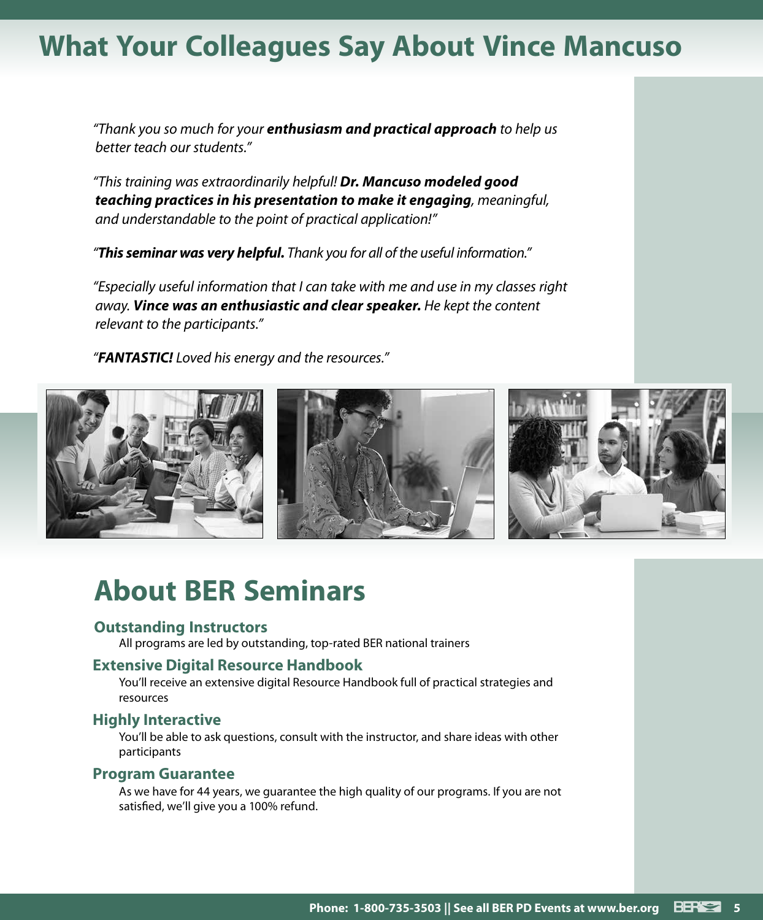# What Your Colleagues Say About Vince Mancuso

*"Thank you so much for your* ***enthusiasm and practical approach*** *to help us better teach our students."*

*"This training was extraordinarily helpful!* ***Dr. Mancuso modeled good teaching practices in his presentation to make it engaging****, meaningful, and understandable to the point of practical application!"*

*"****This seminar was very helpful.*** *Thank you for all of the useful information."*

*"Especially useful information that I can take with me and use in my classes right away.* ***Vince was an enthusiastic and clear speaker.*** *He kept the content relevant to the participants."*

*"****FANTASTIC!*** *Loved his energy and the resources."*

# About BER Seminars

### Outstanding Instructors

All programs are led by outstanding, top-rated BER national trainers

### Extensive Digital Resource Handbook

You'll receive an extensive digital Resource Handbook full of practical strategies and resources

### Highly Interactive

You'll be able to ask questions, consult with the instructor, and share ideas with other participants

### Program Guarantee

As we have for 44 years, we guarantee the high quality of our programs. If you are not satisfied, we'll give you a 100% refund.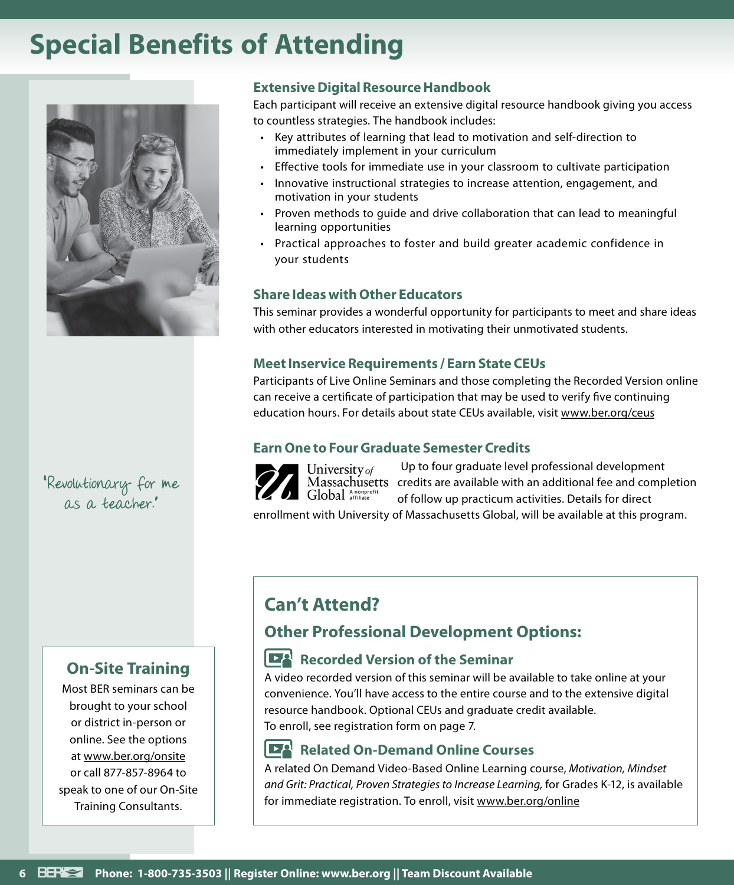# Special Benefits of Attending

### Extensive Digital Resource Handbook

Each participant will receive an extensive digital resource handbook giving you access to countless strategies. The handbook includes:

- Key attributes of learning that lead to motivation and self-direction to immediately implement in your curriculum
- Effective tools for immediate use in your classroom to cultivate participation
- Innovative instructional strategies to increase attention, engagement, and motivation in your students
- Proven methods to guide and drive collaboration that can lead to meaningful learning opportunities
- Practical approaches to foster and build greater academic confidence in your students

### Share Ideas with Other Educators

This seminar provides a wonderful opportunity for participants to meet and share ideas with other educators interested in motivating their unmotivated students.

### Meet Inservice Requirements / Earn State CEUs

Participants of Live Online Seminars and those completing the Recorded Version online can receive a certificate of participation that may be used to verify five continuing education hours. For details about state CEUs available, visit www.ber.org/ceus

### Earn One to Four Graduate Semester Credits

University of Massachusetts Global A nonprofit affiliate

Up to four graduate level professional development credits are available with an additional fee and completion of follow up practicum activities. Details for direct enrollment with University of Massachusetts Global, will be available at this program.

"Revolutionary for me as a teacher."

## Can't Attend?

### Other Professional Development Options:

### Recorded Version of the Seminar

A video recorded version of this seminar will be available to take online at your convenience. You'll have access to the entire course and to the extensive digital resource handbook. Optional CEUs and graduate credit available.
To enroll, see registration form on page 7.

### Related On-Demand Online Courses

A related On Demand Video-Based Online Learning course, *Motivation, Mindset and Grit: Practical, Proven Strategies to Increase Learning,* for Grades K-12, is available for immediate registration. To enroll, visit www.ber.org/online

## On-Site Training

Most BER seminars can be brought to your school or district in-person or online. See the options at www.ber.org/onsite or call 877-857-8964 to speak to one of our On-Site Training Consultants.

**Phone: 1-800-735-3503 || Register Online: www.ber.org || Team Discount Available**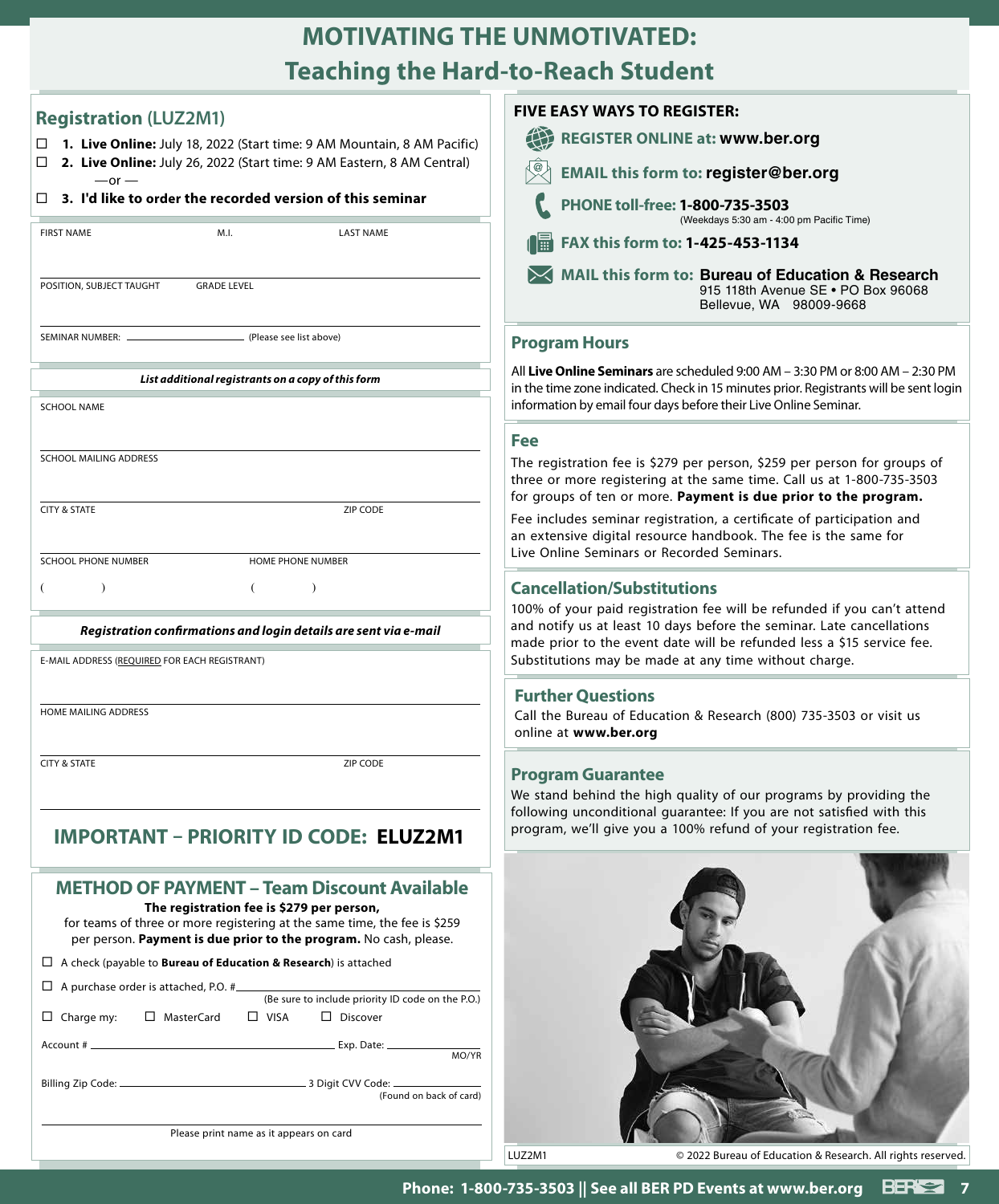# MOTIVATING THE UNMOTIVATED: Teaching the Hard-to-Reach Student

## Registration (LUZ2M1)

☐ **1. Live Online:** July 18, 2022 (Start time: 9 AM Mountain, 8 AM Pacific)

☐ **2. Live Online:** July 26, 2022 (Start time: 9 AM Eastern, 8 AM Central)

—or —

☐ **3. I'd like to order the recorded version of this seminar**

FIRST NAME M.I. LAST NAME

POSITION, SUBJECT TAUGHT GRADE LEVEL

SEMINAR NUMBER: ______________ (Please see list above)

***List additional registrants on a copy of this form***

SCHOOL NAME

SCHOOL MAILING ADDRESS

CITY & STATE ZIP CODE

SCHOOL PHONE NUMBER HOME PHONE NUMBER

( ) ( )

***Registration confirmations and login details are sent via e-mail***

E-MAIL ADDRESS (REQUIRED FOR EACH REGISTRANT)

HOME MAILING ADDRESS

CITY & STATE ZIP CODE

## IMPORTANT – PRIORITY ID CODE: ELUZ2M1

## METHOD OF PAYMENT – Team Discount Available

**The registration fee is $279 per person,** for teams of three or more registering at the same time, the fee is $259 per person. **Payment is due prior to the program.** No cash, please.

☐ A check (payable to **Bureau of Education & Research**) is attached

☐ A purchase order is attached, P.O. # ______________ (Be sure to include priority ID code on the P.O.)

☐ Charge my: ☐ MasterCard ☐ VISA ☐ Discover

Account # ______________ Exp. Date: ______ MO/YR

Billing Zip Code: ______________ 3 Digit CVV Code: ______ (Found on back of card)

Please print name as it appears on card

**FIVE EASY WAYS TO REGISTER:**

- **REGISTER ONLINE at: www.ber.org**
- **EMAIL this form to: register@ber.org**
- **PHONE toll-free: 1-800-735-3503** (Weekdays 5:30 am - 4:00 pm Pacific Time)
- **FAX this form to: 1-425-453-1134**
- **MAIL this form to: Bureau of Education & Research** 915 118th Avenue SE • PO Box 96068 Bellevue, WA 98009-9668

## Program Hours

All **Live Online Seminars** are scheduled 9:00 AM – 3:30 PM or 8:00 AM – 2:30 PM in the time zone indicated. Check in 15 minutes prior. Registrants will be sent login information by email four days before their Live Online Seminar.

## Fee

The registration fee is $279 per person, $259 per person for groups of three or more registering at the same time. Call us at 1-800-735-3503 for groups of ten or more. **Payment is due prior to the program.**

Fee includes seminar registration, a certificate of participation and an extensive digital resource handbook. The fee is the same for Live Online Seminars or Recorded Seminars.

## Cancellation/Substitutions

100% of your paid registration fee will be refunded if you can't attend and notify us at least 10 days before the seminar. Late cancellations made prior to the event date will be refunded less a $15 service fee. Substitutions may be made at any time without charge.

## Further Questions

Call the Bureau of Education & Research (800) 735-3503 or visit us online at **www.ber.org**

## Program Guarantee

We stand behind the high quality of our programs by providing the following unconditional guarantee: If you are not satisfied with this program, we'll give you a 100% refund of your registration fee.

LUZ2M1 © 2022 Bureau of Education & Research. All rights reserved.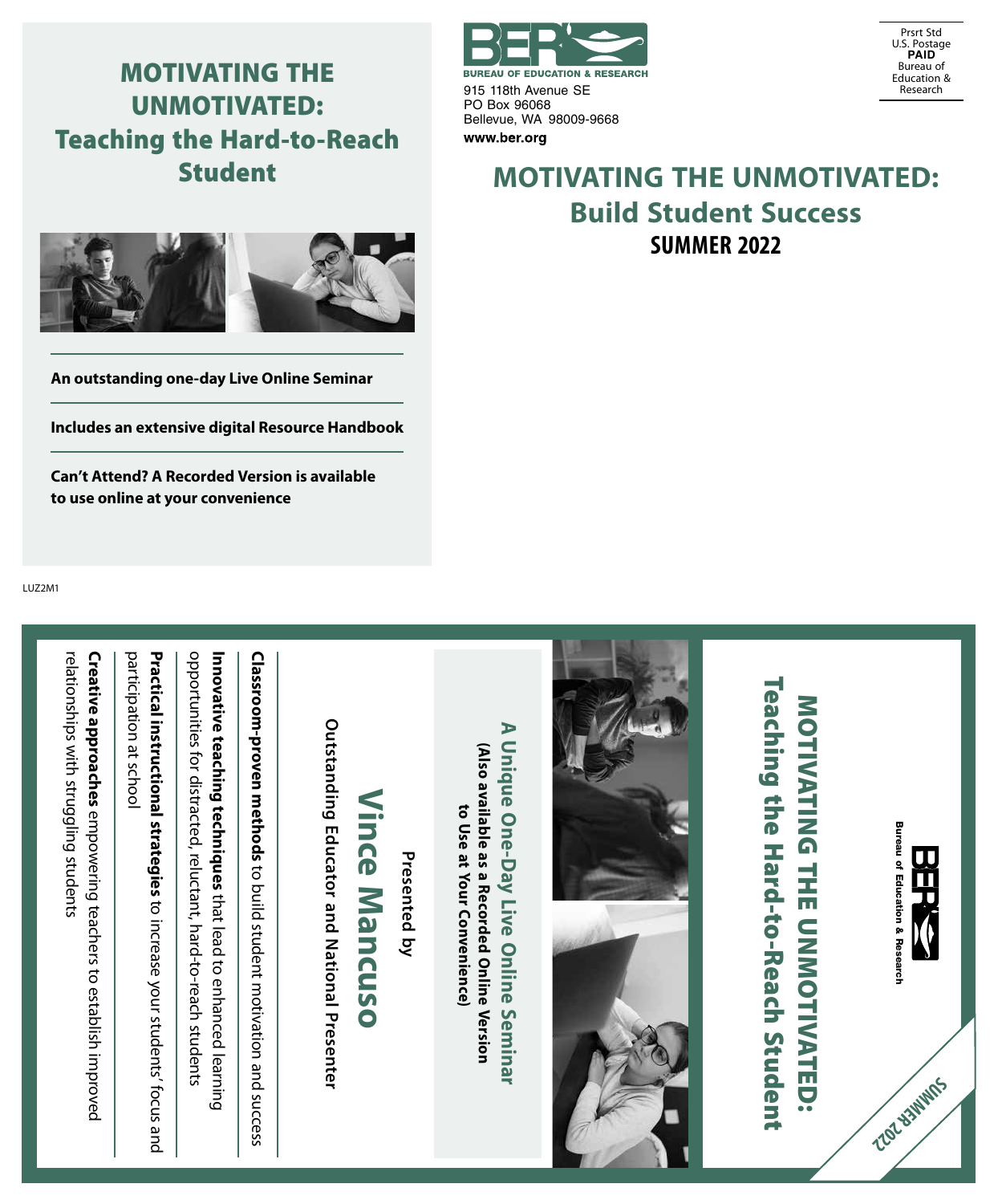# MOTIVATING THE UNMOTIVATED: Teaching the Hard-to-Reach Student

**An outstanding one-day Live Online Seminar**

**Includes an extensive digital Resource Handbook**

**Can't Attend? A Recorded Version is available to use online at your convenience**

LUZ2M1

BER
BUREAU OF EDUCATION & RESEARCH
915 118th Avenue SE
PO Box 96068
Bellevue, WA 98009-9668
**www.ber.org**

Prsrt Std
U.S. Postage
**PAID**
Bureau of Education & Research

## MOTIVATING THE UNMOTIVATED: Build Student Success

**SUMMER 2022**

---

Bureau of Education & Research

# MOTIVATING THE UNMOTIVATED: Teaching the Hard-to-Reach Student

SUMMER 2022

**A Unique One-Day Live Online Seminar**
**(Also available as a Recorded Online Version to Use at Your Convenience)**

Presented by

## Vince Mancuso

**Outstanding Educator and National Presenter**

**Classroom-proven methods** to build student motivation and success

**Innovative teaching techniques** that lead to enhanced learning opportunities for distracted, reluctant, hard-to-reach students

**Practical instructional strategies** to increase your students' focus and participation at school

**Creative approaches** empowering teachers to establish improved relationships with struggling students